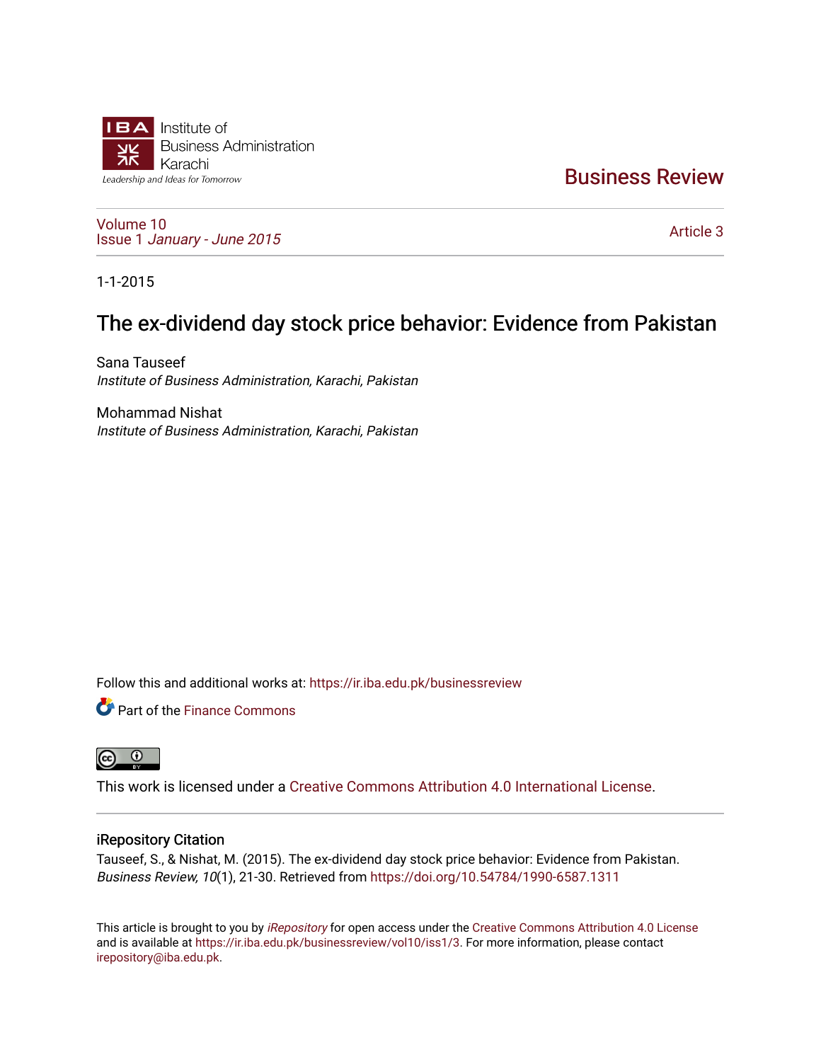Institute of Business Administration Karachi
Leadership and Ideas for Tomorrow

# Business Review

Volume 10
Issue 1 *January - June 2015*

Article 3

1-1-2015

## The ex-dividend day stock price behavior: Evidence from Pakistan

Sana Tauseef
*Institute of Business Administration, Karachi, Pakistan*

Mohammad Nishat
*Institute of Business Administration, Karachi, Pakistan*

Follow this and additional works at: https://ir.iba.edu.pk/businessreview

Part of the Finance Commons

This work is licensed under a Creative Commons Attribution 4.0 International License.

### iRepository Citation

Tauseef, S., & Nishat, M. (2015). The ex-dividend day stock price behavior: Evidence from Pakistan. *Business Review, 10*(1), 21-30. Retrieved from https://doi.org/10.54784/1990-6587.1311

This article is brought to you by *iRepository* for open access under the Creative Commons Attribution 4.0 License and is available at https://ir.iba.edu.pk/businessreview/vol10/iss1/3. For more information, please contact irepository@iba.edu.pk.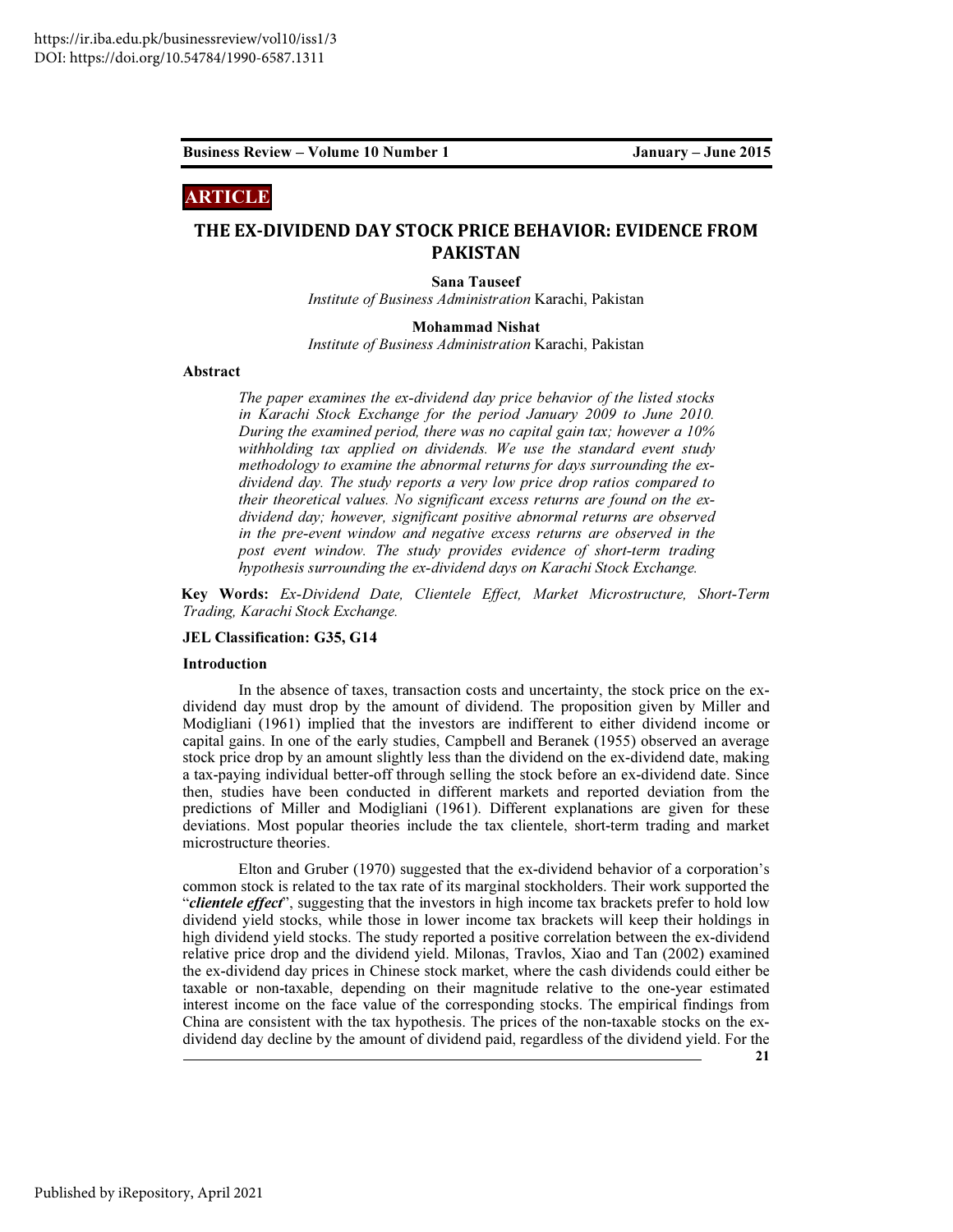# THE EX-DIVIDEND DAY STOCK PRICE BEHAVIOR: EVIDENCE FROM PAKISTAN

**Sana Tauseef**
*Institute of Business Administration* Karachi, Pakistan

**Mohammad Nishat**
*Institute of Business Administration* Karachi, Pakistan

## Abstract

*The paper examines the ex-dividend day price behavior of the listed stocks in Karachi Stock Exchange for the period January 2009 to June 2010. During the examined period, there was no capital gain tax; however a 10% withholding tax applied on dividends. We use the standard event study methodology to examine the abnormal returns for days surrounding the ex-dividend day. The study reports a very low price drop ratios compared to their theoretical values. No significant excess returns are found on the ex-dividend day; however, significant positive abnormal returns are observed in the pre-event window and negative excess returns are observed in the post event window. The study provides evidence of short-term trading hypothesis surrounding the ex-dividend days on Karachi Stock Exchange.*

**Key Words:** *Ex-Dividend Date, Clientele Effect, Market Microstructure, Short-Term Trading, Karachi Stock Exchange.*

**JEL Classification: G35, G14**

## Introduction

In the absence of taxes, transaction costs and uncertainty, the stock price on the ex-dividend day must drop by the amount of dividend. The proposition given by Miller and Modigliani (1961) implied that the investors are indifferent to either dividend income or capital gains. In one of the early studies, Campbell and Beranek (1955) observed an average stock price drop by an amount slightly less than the dividend on the ex-dividend date, making a tax-paying individual better-off through selling the stock before an ex-dividend date. Since then, studies have been conducted in different markets and reported deviation from the predictions of Miller and Modigliani (1961). Different explanations are given for these deviations. Most popular theories include the tax clientele, short-term trading and market microstructure theories.

Elton and Gruber (1970) suggested that the ex-dividend behavior of a corporation's common stock is related to the tax rate of its marginal stockholders. Their work supported the "***clientele effect***", suggesting that the investors in high income tax brackets prefer to hold low dividend yield stocks, while those in lower income tax brackets will keep their holdings in high dividend yield stocks. The study reported a positive correlation between the ex-dividend relative price drop and the dividend yield. Milonas, Travlos, Xiao and Tan (2002) examined the ex-dividend day prices in Chinese stock market, where the cash dividends could either be taxable or non-taxable, depending on their magnitude relative to the one-year estimated interest income on the face value of the corresponding stocks. The empirical findings from China are consistent with the tax hypothesis. The prices of the non-taxable stocks on the ex-dividend day decline by the amount of dividend paid, regardless of the dividend yield. For the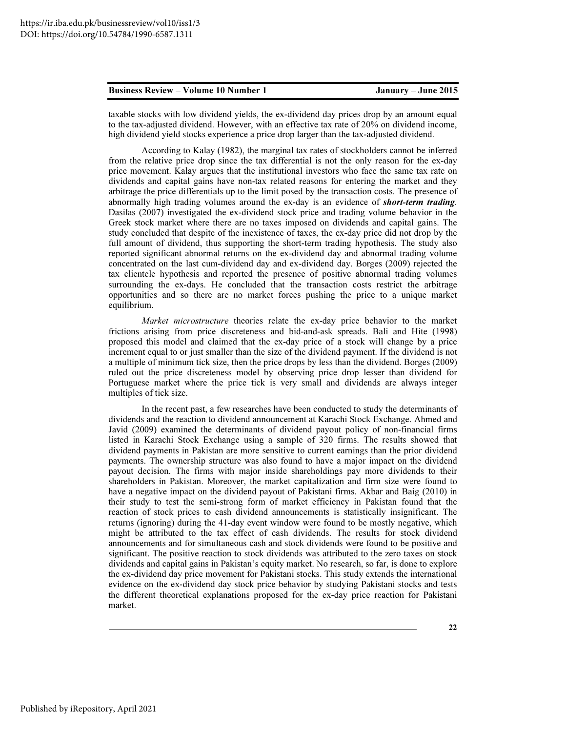taxable stocks with low dividend yields, the ex-dividend day prices drop by an amount equal to the tax-adjusted dividend. However, with an effective tax rate of 20% on dividend income, high dividend yield stocks experience a price drop larger than the tax-adjusted dividend.

According to Kalay (1982), the marginal tax rates of stockholders cannot be inferred from the relative price drop since the tax differential is not the only reason for the ex-day price movement. Kalay argues that the institutional investors who face the same tax rate on dividends and capital gains have non-tax related reasons for entering the market and they arbitrage the price differentials up to the limit posed by the transaction costs. The presence of abnormally high trading volumes around the ex-day is an evidence of ***short-term trading***. Dasilas (2007) investigated the ex-dividend stock price and trading volume behavior in the Greek stock market where there are no taxes imposed on dividends and capital gains. The study concluded that despite of the inexistence of taxes, the ex-day price did not drop by the full amount of dividend, thus supporting the short-term trading hypothesis. The study also reported significant abnormal returns on the ex-dividend day and abnormal trading volume concentrated on the last cum-dividend day and ex-dividend day. Borges (2009) rejected the tax clientele hypothesis and reported the presence of positive abnormal trading volumes surrounding the ex-days. He concluded that the transaction costs restrict the arbitrage opportunities and so there are no market forces pushing the price to a unique market equilibrium.

*Market microstructure* theories relate the ex-day price behavior to the market frictions arising from price discreteness and bid-and-ask spreads. Bali and Hite (1998) proposed this model and claimed that the ex-day price of a stock will change by a price increment equal to or just smaller than the size of the dividend payment. If the dividend is not a multiple of minimum tick size, then the price drops by less than the dividend. Borges (2009) ruled out the price discreteness model by observing price drop lesser than dividend for Portuguese market where the price tick is very small and dividends are always integer multiples of tick size.

In the recent past, a few researches have been conducted to study the determinants of dividends and the reaction to dividend announcement at Karachi Stock Exchange. Ahmed and Javid (2009) examined the determinants of dividend payout policy of non-financial firms listed in Karachi Stock Exchange using a sample of 320 firms. The results showed that dividend payments in Pakistan are more sensitive to current earnings than the prior dividend payments. The ownership structure was also found to have a major impact on the dividend payout decision. The firms with major inside shareholdings pay more dividends to their shareholders in Pakistan. Moreover, the market capitalization and firm size were found to have a negative impact on the dividend payout of Pakistani firms. Akbar and Baig (2010) in their study to test the semi-strong form of market efficiency in Pakistan found that the reaction of stock prices to cash dividend announcements is statistically insignificant. The returns (ignoring) during the 41-day event window were found to be mostly negative, which might be attributed to the tax effect of cash dividends. The results for stock dividend announcements and for simultaneous cash and stock dividends were found to be positive and significant. The positive reaction to stock dividends was attributed to the zero taxes on stock dividends and capital gains in Pakistan's equity market. No research, so far, is done to explore the ex-dividend day price movement for Pakistani stocks. This study extends the international evidence on the ex-dividend day stock price behavior by studying Pakistani stocks and tests the different theoretical explanations proposed for the ex-day price reaction for Pakistani market.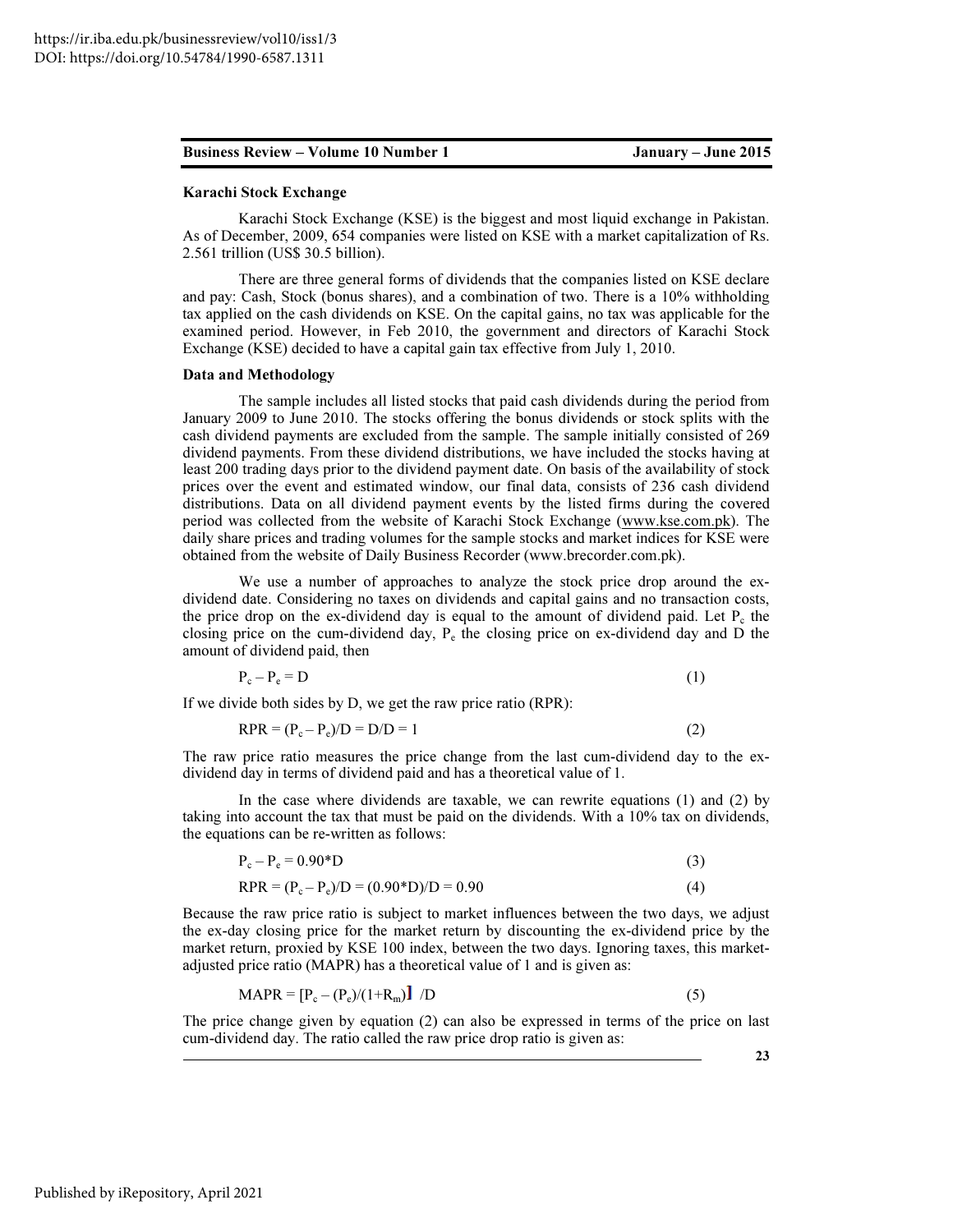**Karachi Stock Exchange**

Karachi Stock Exchange (KSE) is the biggest and most liquid exchange in Pakistan. As of December, 2009, 654 companies were listed on KSE with a market capitalization of Rs. 2.561 trillion (US$ 30.5 billion).

There are three general forms of dividends that the companies listed on KSE declare and pay: Cash, Stock (bonus shares), and a combination of two. There is a 10% withholding tax applied on the cash dividends on KSE. On the capital gains, no tax was applicable for the examined period. However, in Feb 2010, the government and directors of Karachi Stock Exchange (KSE) decided to have a capital gain tax effective from July 1, 2010.

**Data and Methodology**

The sample includes all listed stocks that paid cash dividends during the period from January 2009 to June 2010. The stocks offering the bonus dividends or stock splits with the cash dividend payments are excluded from the sample. The sample initially consisted of 269 dividend payments. From these dividend distributions, we have included the stocks having at least 200 trading days prior to the dividend payment date. On basis of the availability of stock prices over the event and estimated window, our final data, consists of 236 cash dividend distributions. Data on all dividend payment events by the listed firms during the covered period was collected from the website of Karachi Stock Exchange (www.kse.com.pk). The daily share prices and trading volumes for the sample stocks and market indices for KSE were obtained from the website of Daily Business Recorder (www.brecorder.com.pk).

We use a number of approaches to analyze the stock price drop around the ex-dividend date. Considering no taxes on dividends and capital gains and no transaction costs, the price drop on the ex-dividend day is equal to the amount of dividend paid. Let $P_c$ the closing price on the cum-dividend day, $P_e$ the closing price on ex-dividend day and D the amount of dividend paid, then

$$P_c - P_e = D \quad (1)$$

If we divide both sides by D, we get the raw price ratio (RPR):

$$RPR = (P_c - P_e)/D = D/D = 1 \quad (2)$$

The raw price ratio measures the price change from the last cum-dividend day to the ex-dividend day in terms of dividend paid and has a theoretical value of 1.

In the case where dividends are taxable, we can rewrite equations (1) and (2) by taking into account the tax that must be paid on the dividends. With a 10% tax on dividends, the equations can be re-written as follows:

$$P_c - P_e = 0.90*D \quad (3)$$

$$RPR = (P_c - P_e)/D = (0.90*D)/D = 0.90 \quad (4)$$

Because the raw price ratio is subject to market influences between the two days, we adjust the ex-day closing price for the market return by discounting the ex-dividend price by the market return, proxied by KSE 100 index, between the two days. Ignoring taxes, this market-adjusted price ratio (MAPR) has a theoretical value of 1 and is given as:

$$MAPR = [P_c - (P_e)/(1+R_m)] /D \quad (5)$$

The price change given by equation (2) can also be expressed in terms of the price on last cum-dividend day. The ratio called the raw price drop ratio is given as: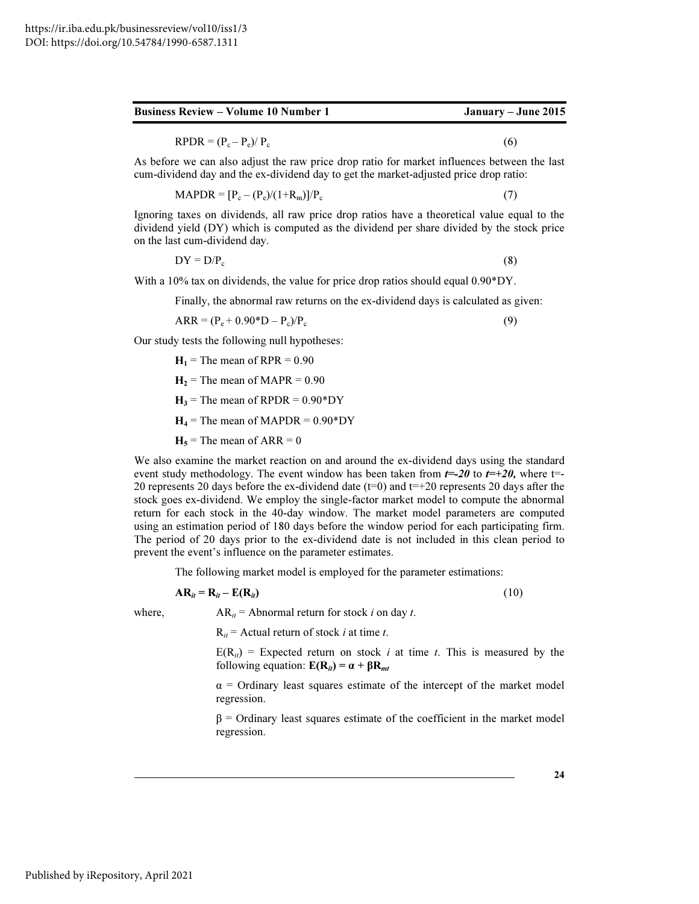$$\text{RPDR} = (P_c - P_e)/\ P_c \qquad (6)$$

As before we can also adjust the raw price drop ratio for market influences between the last cum-dividend day and the ex-dividend day to get the market-adjusted price drop ratio:

$$\text{MAPDR} = [P_c - (P_e)/(1+R_m)]/P_c \qquad (7)$$

Ignoring taxes on dividends, all raw price drop ratios have a theoretical value equal to the dividend yield (DY) which is computed as the dividend per share divided by the stock price on the last cum-dividend day.

$$\text{DY} = D/P_c \qquad (8)$$

With a 10% tax on dividends, the value for price drop ratios should equal 0.90*DY.

Finally, the abnormal raw returns on the ex-dividend days is calculated as given:

$$\text{ARR} = (P_e + 0.90{*}D - P_c)/P_c \qquad (9)$$

Our study tests the following null hypotheses:

**$H_1$** = The mean of RPR = 0.90

**$H_2$** = The mean of MAPR = 0.90

**$H_3$** = The mean of RPDR = 0.90*DY

**$H_4$** = The mean of MAPDR = 0.90*DY

**$H_5$** = The mean of ARR = 0

We also examine the market reaction on and around the ex-dividend days using the standard event study methodology. The event window has been taken from ***t=-20*** to ***t=+20,*** where t=-20 represents 20 days before the ex-dividend date (t=0) and t=+20 represents 20 days after the stock goes ex-dividend. We employ the single-factor market model to compute the abnormal return for each stock in the 40-day window. The market model parameters are computed using an estimation period of 180 days before the window period for each participating firm. The period of 20 days prior to the ex-dividend date is not included in this clean period to prevent the event's influence on the parameter estimates.

The following market model is employed for the parameter estimations:

$$\mathbf{AR_{it} = R_{it} - E(R_{it})} \qquad (10)$$

where,

$AR_{it}$ = Abnormal return for stock *i* on day *t*.

$R_{it}$ = Actual return of stock *i* at time *t*.

$E(R_{it})$ = Expected return on stock *i* at time *t*. This is measured by the following equation: $\mathbf{E(R_{it}) = \alpha + \beta R_{mt}}$

$\alpha$ = Ordinary least squares estimate of the intercept of the market model regression.

$\beta$ = Ordinary least squares estimate of the coefficient in the market model regression.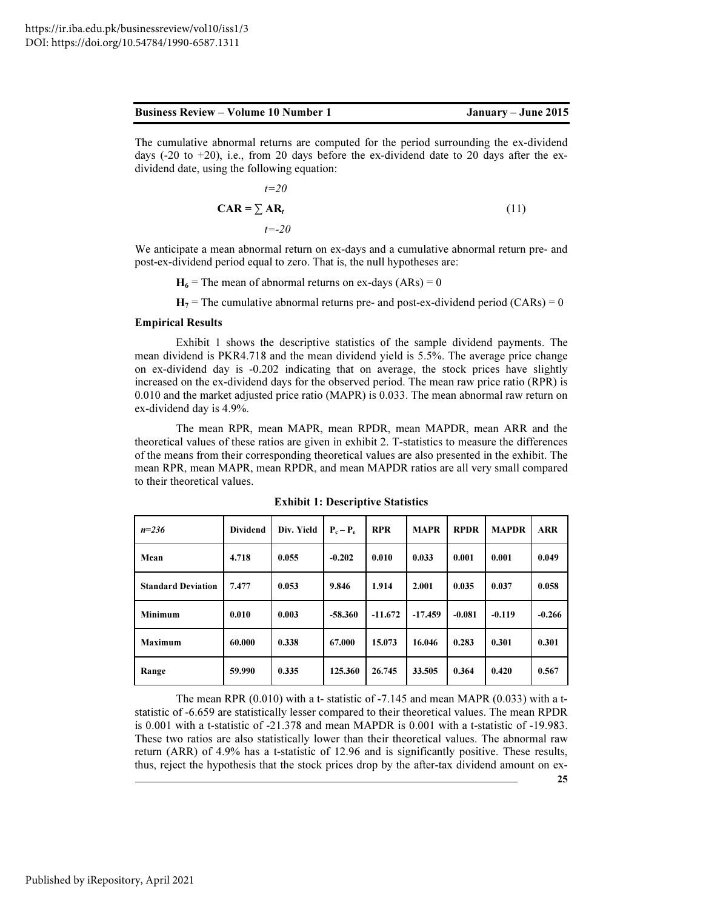The cumulative abnormal returns are computed for the period surrounding the ex-dividend days (-20 to +20), i.e., from 20 days before the ex-dividend date to 20 days after the ex-dividend date, using the following equation:

$$\mathbf{CAR} = \sum_{t=-20}^{t=20} \mathbf{AR}_t \tag{11}$$

We anticipate a mean abnormal return on ex-days and a cumulative abnormal return pre- and post-ex-dividend period equal to zero. That is, the null hypotheses are:

$\mathbf{H_6}$ = The mean of abnormal returns on ex-days (ARs) = 0

$\mathbf{H_7}$ = The cumulative abnormal returns pre- and post-ex-dividend period (CARs) = 0

**Empirical Results**

Exhibit 1 shows the descriptive statistics of the sample dividend payments. The mean dividend is PKR4.718 and the mean dividend yield is 5.5%. The average price change on ex-dividend day is -0.202 indicating that on average, the stock prices have slightly increased on the ex-dividend days for the observed period. The mean raw price ratio (RPR) is 0.010 and the market adjusted price ratio (MAPR) is 0.033. The mean abnormal raw return on ex-dividend day is 4.9%.

The mean RPR, mean MAPR, mean RPDR, mean MAPDR, mean ARR and the theoretical values of these ratios are given in exhibit 2. T-statistics to measure the differences of the means from their corresponding theoretical values are also presented in the exhibit. The mean RPR, mean MAPR, mean RPDR, and mean MAPDR ratios are all very small compared to their theoretical values.

**Exhibit 1: Descriptive Statistics**

| *n=236* | **Dividend** | **Div. Yield** | **$P_c - P_e$** | **RPR** | **MAPR** | **RPDR** | **MAPDR** | **ARR** |
|---|---|---|---|---|---|---|---|---|
| **Mean** | 4.718 | 0.055 | -0.202 | 0.010 | 0.033 | 0.001 | 0.001 | 0.049 |
| **Standard Deviation** | 7.477 | 0.053 | 9.846 | 1.914 | 2.001 | 0.035 | 0.037 | 0.058 |
| **Minimum** | 0.010 | 0.003 | -58.360 | -11.672 | -17.459 | -0.081 | -0.119 | -0.266 |
| **Maximum** | 60.000 | 0.338 | 67.000 | 15.073 | 16.046 | 0.283 | 0.301 | 0.301 |
| **Range** | 59.990 | 0.335 | 125.360 | 26.745 | 33.505 | 0.364 | 0.420 | 0.567 |

The mean RPR (0.010) with a t- statistic of -7.145 and mean MAPR (0.033) with a t-statistic of -6.659 are statistically lesser compared to their theoretical values. The mean RPDR is 0.001 with a t-statistic of -21.378 and mean MAPDR is 0.001 with a t-statistic of -19.983. These two ratios are also statistically lower than their theoretical values. The abnormal raw return (ARR) of 4.9% has a t-statistic of 12.96 and is significantly positive. These results, thus, reject the hypothesis that the stock prices drop by the after-tax dividend amount on ex-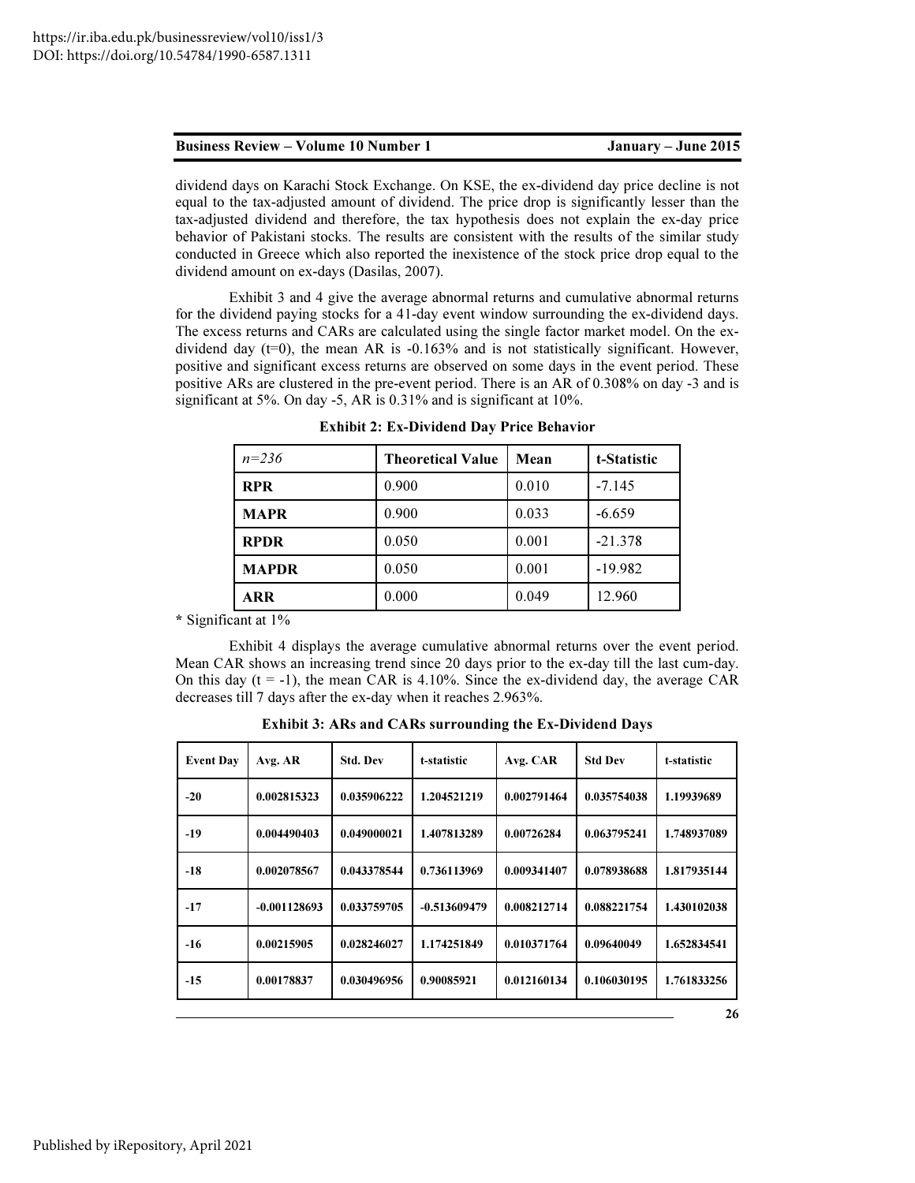dividend days on Karachi Stock Exchange. On KSE, the ex-dividend day price decline is not equal to the tax-adjusted amount of dividend. The price drop is significantly lesser than the tax-adjusted dividend and therefore, the tax hypothesis does not explain the ex-day price behavior of Pakistani stocks. The results are consistent with the results of the similar study conducted in Greece which also reported the inexistence of the stock price drop equal to the dividend amount on ex-days (Dasilas, 2007).

Exhibit 3 and 4 give the average abnormal returns and cumulative abnormal returns for the dividend paying stocks for a 41-day event window surrounding the ex-dividend days. The excess returns and CARs are calculated using the single factor market model. On the ex-dividend day (t=0), the mean AR is -0.163% and is not statistically significant. However, positive and significant excess returns are observed on some days in the event period. These positive ARs are clustered in the pre-event period. There is an AR of 0.308% on day -3 and is significant at 5%. On day -5, AR is 0.31% and is significant at 10%.

**Exhibit 2: Ex-Dividend Day Price Behavior**

| *n=236* | **Theoretical Value** | **Mean** | **t-Statistic** |
|---|---|---|---|
| **RPR** | 0.900 | 0.010 | -7.145 |
| **MAPR** | 0.900 | 0.033 | -6.659 |
| **RPDR** | 0.050 | 0.001 | -21.378 |
| **MAPDR** | 0.050 | 0.001 | -19.982 |
| **ARR** | 0.000 | 0.049 | 12.960 |

* Significant at 1%

Exhibit 4 displays the average cumulative abnormal returns over the event period. Mean CAR shows an increasing trend since 20 days prior to the ex-day till the last cum-day. On this day (t = -1), the mean CAR is 4.10%. Since the ex-dividend day, the average CAR decreases till 7 days after the ex-day when it reaches 2.963%.

**Exhibit 3: ARs and CARs surrounding the Ex-Dividend Days**

| Event Day | Avg. AR | Std. Dev | t-statistic | Avg. CAR | Std Dev | t-statistic |
|---|---|---|---|---|---|---|
| -20 | 0.002815323 | 0.035906222 | 1.204521219 | 0.002791464 | 0.035754038 | 1.19939689 |
| -19 | 0.004490403 | 0.049000021 | 1.407813289 | 0.00726284 | 0.063795241 | 1.748937089 |
| -18 | 0.002078567 | 0.043378544 | 0.736113969 | 0.009341407 | 0.078938688 | 1.817935144 |
| -17 | -0.001128693 | 0.033759705 | -0.513609479 | 0.008212714 | 0.088221754 | 1.430102038 |
| -16 | 0.00215905 | 0.028246027 | 1.174251849 | 0.010371764 | 0.09640049 | 1.652834541 |
| -15 | 0.00178837 | 0.030496956 | 0.90085921 | 0.012160134 | 0.106030195 | 1.761833256 |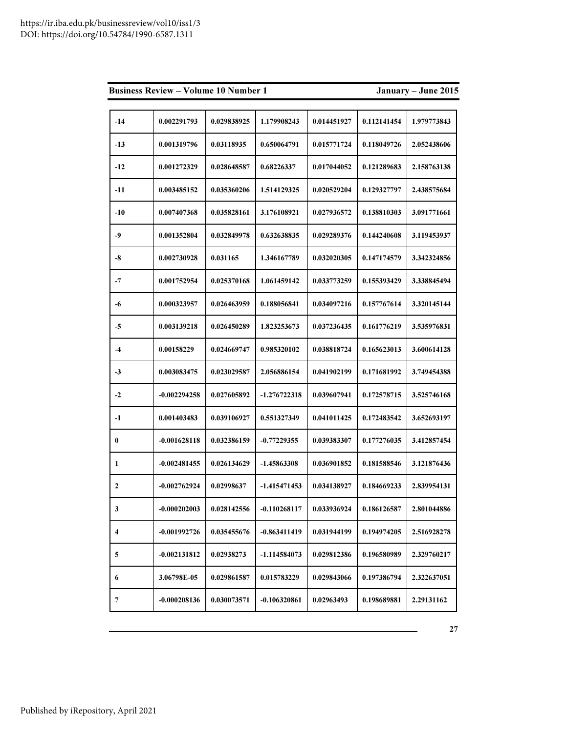| -14 | 0.002291793 | 0.029838925 | 1.179908243 | 0.014451927 | 0.112141454 | 1.979773843 |
|---|---|---|---|---|---|---|
| -13 | 0.001319796 | 0.03118935 | 0.650064791 | 0.015771724 | 0.118049726 | 2.052438606 |
| -12 | 0.001272329 | 0.028648587 | 0.68226337 | 0.017044052 | 0.121289683 | 2.158763138 |
| -11 | 0.003485152 | 0.035360206 | 1.514129325 | 0.020529204 | 0.129327797 | 2.438575684 |
| -10 | 0.007407368 | 0.035828161 | 3.176108921 | 0.027936572 | 0.138810303 | 3.091771661 |
| -9 | 0.001352804 | 0.032849978 | 0.632638835 | 0.029289376 | 0.144240608 | 3.119453937 |
| -8 | 0.002730928 | 0.031165 | 1.346167789 | 0.032020305 | 0.147174579 | 3.342324856 |
| -7 | 0.001752954 | 0.025370168 | 1.061459142 | 0.033773259 | 0.155393429 | 3.338845494 |
| -6 | 0.000323957 | 0.026463959 | 0.188056841 | 0.034097216 | 0.157767614 | 3.320145144 |
| -5 | 0.003139218 | 0.026450289 | 1.823253673 | 0.037236435 | 0.161776219 | 3.535976831 |
| -4 | 0.00158229 | 0.024669747 | 0.985320102 | 0.038818724 | 0.165623013 | 3.600614128 |
| -3 | 0.003083475 | 0.023029587 | 2.056886154 | 0.041902199 | 0.171681992 | 3.749454388 |
| -2 | -0.002294258 | 0.027605892 | -1.276722318 | 0.039607941 | 0.172578715 | 3.525746168 |
| -1 | 0.001403483 | 0.039106927 | 0.551327349 | 0.041011425 | 0.172483542 | 3.652693197 |
| 0 | -0.001628118 | 0.032386159 | -0.77229355 | 0.039383307 | 0.177276035 | 3.412857454 |
| 1 | -0.002481455 | 0.026134629 | -1.45863308 | 0.036901852 | 0.181588546 | 3.121876436 |
| 2 | -0.002762924 | 0.02998637 | -1.415471453 | 0.034138927 | 0.184669233 | 2.839954131 |
| 3 | -0.000202003 | 0.028142556 | -0.110268117 | 0.033936924 | 0.186126587 | 2.801044886 |
| 4 | -0.001992726 | 0.035455676 | -0.863411419 | 0.031944199 | 0.194974205 | 2.516928278 |
| 5 | -0.002131812 | 0.02938273 | -1.114584073 | 0.029812386 | 0.196580989 | 2.329760217 |
| 6 | 3.06798E-05 | 0.029861587 | 0.015783229 | 0.029843066 | 0.197386794 | 2.322637051 |
| 7 | -0.000208136 | 0.030073571 | -0.106320861 | 0.02963493 | 0.198689881 | 2.29131162 |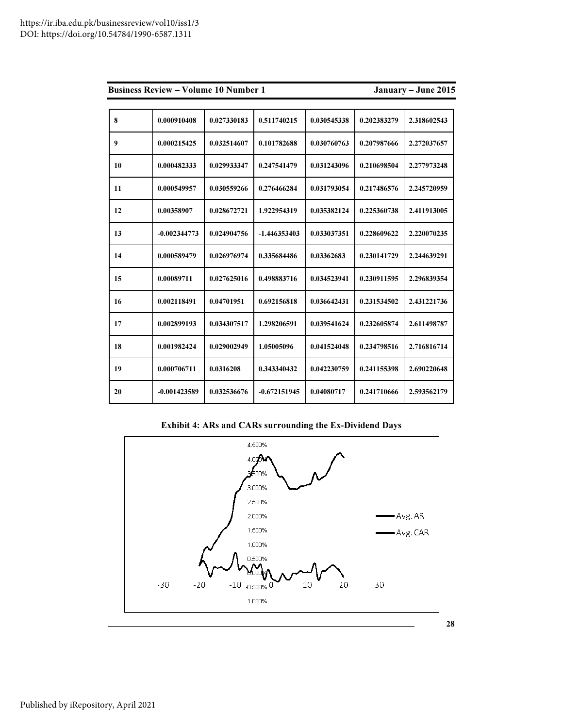| | | | | | | |
|---|---|---|---|---|---|---|
| 8 | 0.000910408 | 0.027330183 | 0.511740215 | 0.030545338 | 0.202383279 | 2.318602543 |
| 9 | 0.000215425 | 0.032514607 | 0.101782688 | 0.030760763 | 0.207987666 | 2.272037657 |
| 10 | 0.000482333 | 0.029933347 | 0.247541479 | 0.031243096 | 0.210698504 | 2.277973248 |
| 11 | 0.000549957 | 0.030559266 | 0.276466284 | 0.031793054 | 0.217486576 | 2.245720959 |
| 12 | 0.00358907 | 0.028672721 | 1.922954319 | 0.035382124 | 0.225360738 | 2.411913005 |
| 13 | -0.002344773 | 0.024904756 | -1.446353403 | 0.033037351 | 0.228609622 | 2.220070235 |
| 14 | 0.000589479 | 0.026976974 | 0.335684486 | 0.03362683 | 0.230141729 | 2.244639291 |
| 15 | 0.00089711 | 0.027625016 | 0.498883716 | 0.034523941 | 0.230911595 | 2.296839354 |
| 16 | 0.002118491 | 0.04701951 | 0.692156818 | 0.036642431 | 0.231534502 | 2.431221736 |
| 17 | 0.002899193 | 0.034307517 | 1.298206591 | 0.039541624 | 0.232605874 | 2.611498787 |
| 18 | 0.001982424 | 0.029002949 | 1.05005096 | 0.041524048 | 0.234798516 | 2.716816714 |
| 19 | 0.000706711 | 0.0316208 | 0.343340432 | 0.042230759 | 0.241155398 | 2.690220648 |
| 20 | -0.001423589 | 0.032536676 | -0.672151945 | 0.04080717 | 0.241710666 | 2.593562179 |

**Exhibit 4: ARs and CARs surrounding the Ex-Dividend Days**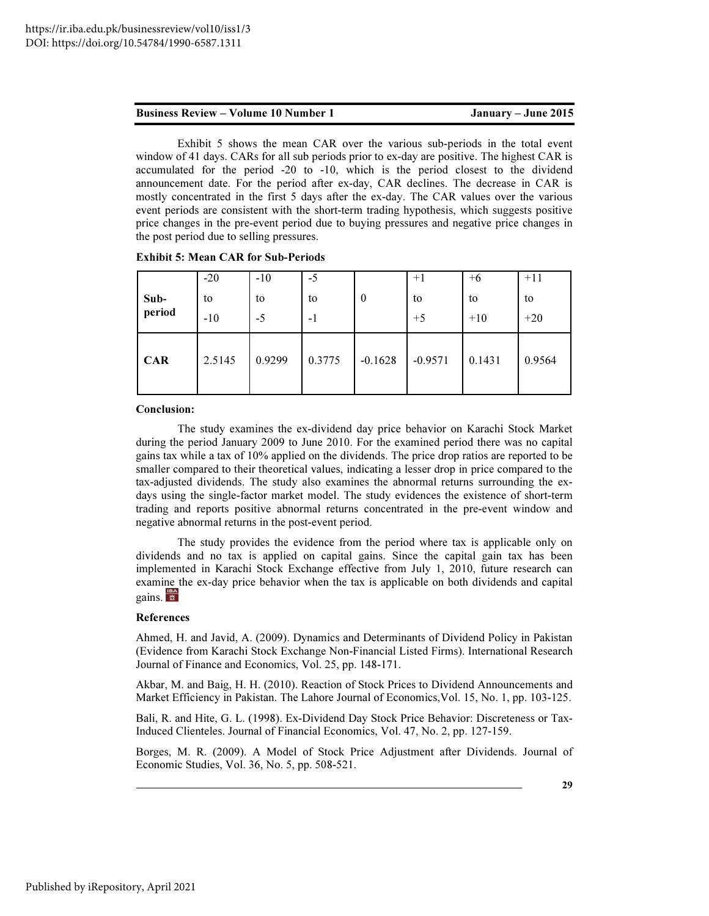Exhibit 5 shows the mean CAR over the various sub-periods in the total event window of 41 days. CARs for all sub periods prior to ex-day are positive. The highest CAR is accumulated for the period -20 to -10, which is the period closest to the dividend announcement date. For the period after ex-day, CAR declines. The decrease in CAR is mostly concentrated in the first 5 days after the ex-day. The CAR values over the various event periods are consistent with the short-term trading hypothesis, which suggests positive price changes in the pre-event period due to buying pressures and negative price changes in the post period due to selling pressures.

**Exhibit 5: Mean CAR for Sub-Periods**

| **Sub-period** | -20 to -10 | -10 to -5 | -5 to -1 | 0 | +1 to +5 | +6 to +10 | +11 to +20 |
|---|---|---|---|---|---|---|---|
| **CAR** | 2.5145 | 0.9299 | 0.3775 | -0.1628 | -0.9571 | 0.1431 | 0.9564 |

**Conclusion:**

The study examines the ex-dividend day price behavior on Karachi Stock Market during the period January 2009 to June 2010. For the examined period there was no capital gains tax while a tax of 10% applied on the dividends. The price drop ratios are reported to be smaller compared to their theoretical values, indicating a lesser drop in price compared to the tax-adjusted dividends. The study also examines the abnormal returns surrounding the ex-days using the single-factor market model. The study evidences the existence of short-term trading and reports positive abnormal returns concentrated in the pre-event window and negative abnormal returns in the post-event period.

The study provides the evidence from the period where tax is applicable only on dividends and no tax is applied on capital gains. Since the capital gain tax has been implemented in Karachi Stock Exchange effective from July 1, 2010, future research can examine the ex-day price behavior when the tax is applicable on both dividends and capital gains.

**References**

Ahmed, H. and Javid, A. (2009). Dynamics and Determinants of Dividend Policy in Pakistan (Evidence from Karachi Stock Exchange Non-Financial Listed Firms). International Research Journal of Finance and Economics, Vol. 25, pp. 148-171.

Akbar, M. and Baig, H. H. (2010). Reaction of Stock Prices to Dividend Announcements and Market Efficiency in Pakistan. The Lahore Journal of Economics,Vol. 15, No. 1, pp. 103-125.

Bali, R. and Hite, G. L. (1998). Ex-Dividend Day Stock Price Behavior: Discreteness or Tax-Induced Clienteles. Journal of Financial Economics, Vol. 47, No. 2, pp. 127-159.

Borges, M. R. (2009). A Model of Stock Price Adjustment after Dividends. Journal of Economic Studies, Vol. 36, No. 5, pp. 508-521.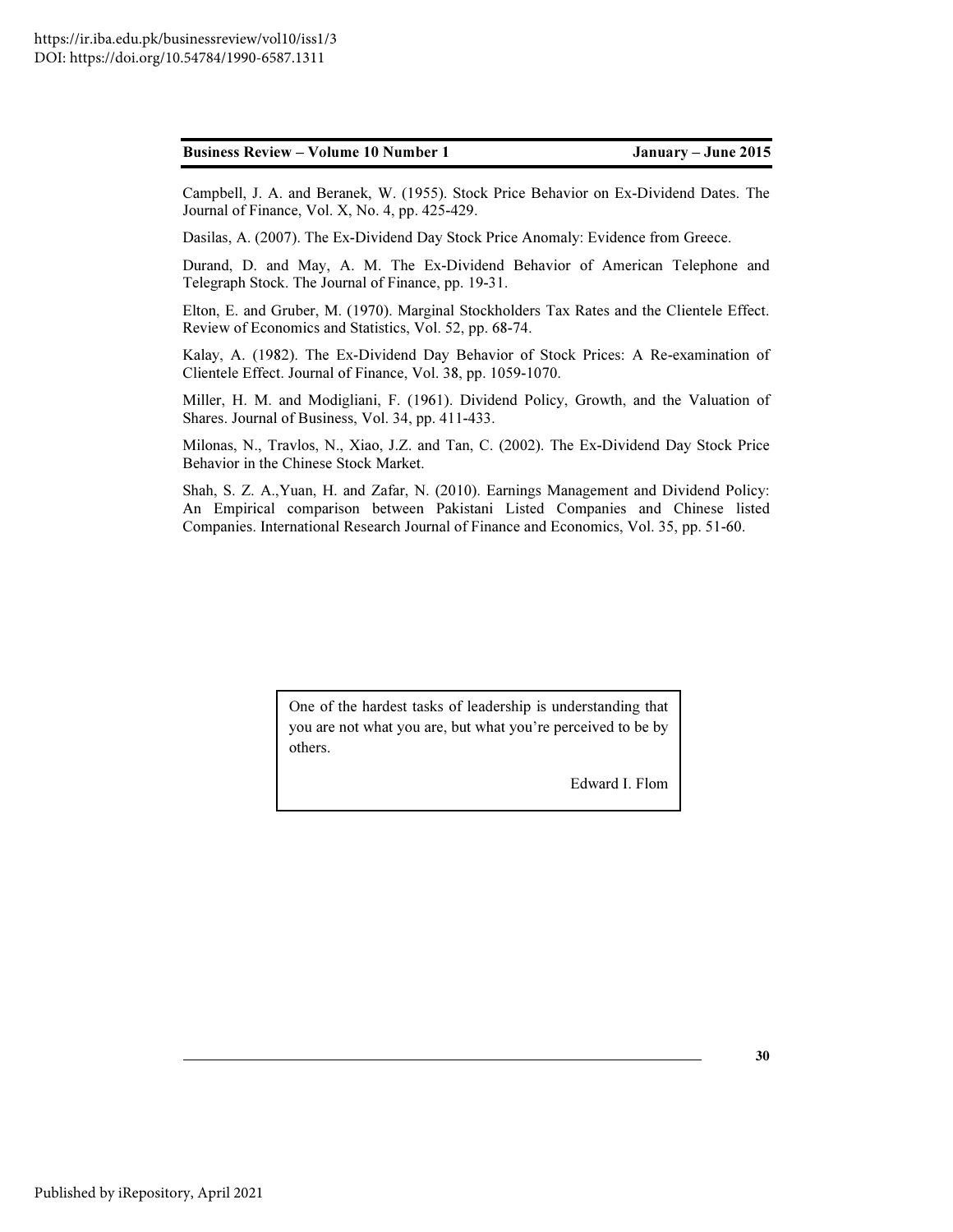Campbell, J. A. and Beranek, W. (1955). Stock Price Behavior on Ex-Dividend Dates. The Journal of Finance, Vol. X, No. 4, pp. 425-429.

Dasilas, A. (2007). The Ex-Dividend Day Stock Price Anomaly: Evidence from Greece.

Durand, D. and May, A. M. The Ex-Dividend Behavior of American Telephone and Telegraph Stock. The Journal of Finance, pp. 19-31.

Elton, E. and Gruber, M. (1970). Marginal Stockholders Tax Rates and the Clientele Effect. Review of Economics and Statistics, Vol. 52, pp. 68-74.

Kalay, A. (1982). The Ex-Dividend Day Behavior of Stock Prices: A Re-examination of Clientele Effect. Journal of Finance, Vol. 38, pp. 1059-1070.

Miller, H. M. and Modigliani, F. (1961). Dividend Policy, Growth, and the Valuation of Shares. Journal of Business, Vol. 34, pp. 411-433.

Milonas, N., Travlos, N., Xiao, J.Z. and Tan, C. (2002). The Ex-Dividend Day Stock Price Behavior in the Chinese Stock Market.

Shah, S. Z. A.,Yuan, H. and Zafar, N. (2010). Earnings Management and Dividend Policy: An Empirical comparison between Pakistani Listed Companies and Chinese listed Companies. International Research Journal of Finance and Economics, Vol. 35, pp. 51-60.

> One of the hardest tasks of leadership is understanding that you are not what you are, but what you're perceived to be by others.
>
> Edward I. Flom